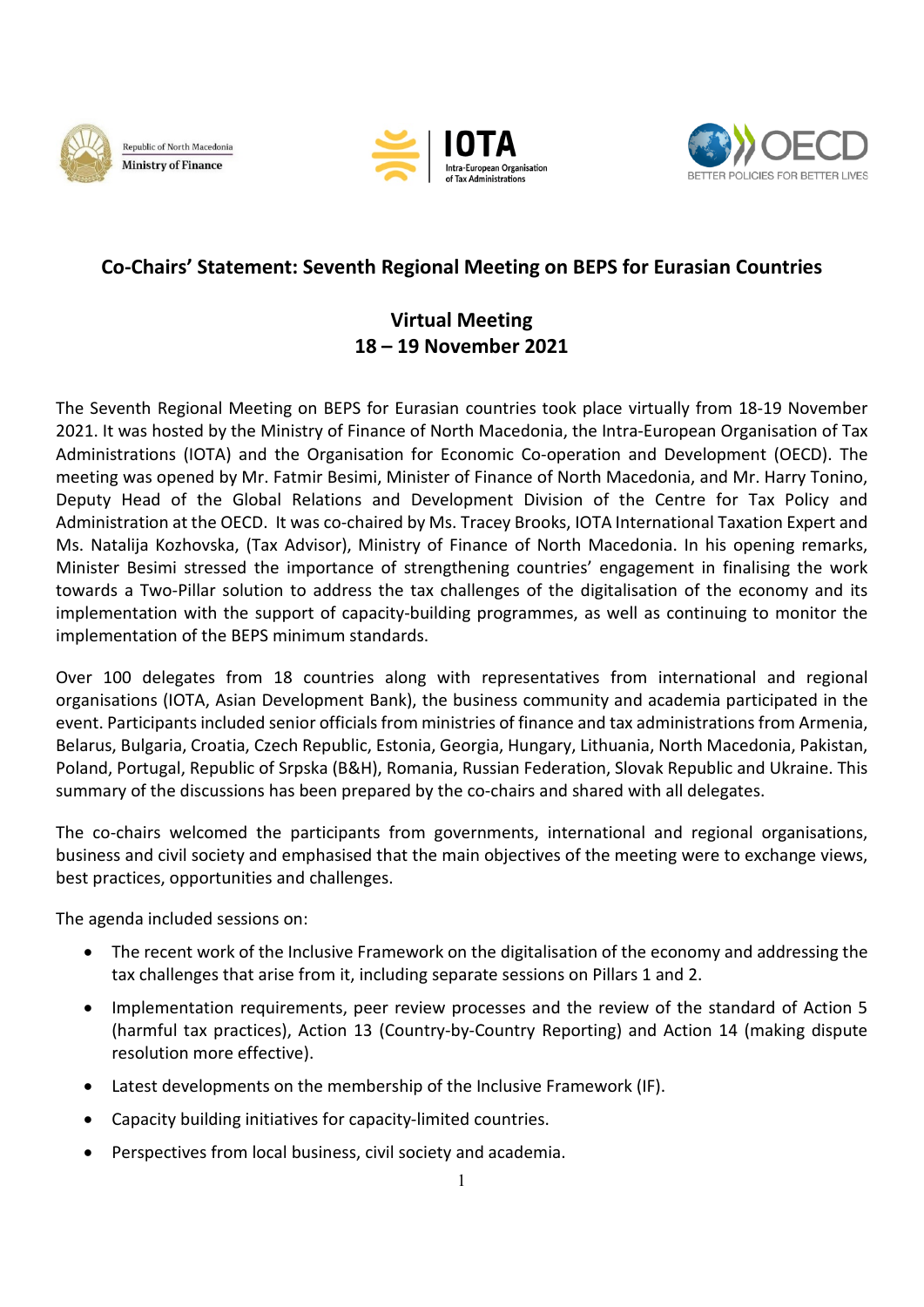Republic of North Macedonia
Ministry of Finance

IOTA
Intra-European Organisation of Tax Administrations

OECD
BETTER POLICIES FOR BETTER LIVES

# Co-Chairs' Statement: Seventh Regional Meeting on BEPS for Eurasian Countries

## Virtual Meeting
## 18 – 19 November 2021

The Seventh Regional Meeting on BEPS for Eurasian countries took place virtually from 18-19 November 2021. It was hosted by the Ministry of Finance of North Macedonia, the Intra-European Organisation of Tax Administrations (IOTA) and the Organisation for Economic Co-operation and Development (OECD). The meeting was opened by Mr. Fatmir Besimi, Minister of Finance of North Macedonia, and Mr. Harry Tonino, Deputy Head of the Global Relations and Development Division of the Centre for Tax Policy and Administration at the OECD. It was co-chaired by Ms. Tracey Brooks, IOTA International Taxation Expert and Ms. Natalija Kozhovska, (Tax Advisor), Ministry of Finance of North Macedonia. In his opening remarks, Minister Besimi stressed the importance of strengthening countries' engagement in finalising the work towards a Two-Pillar solution to address the tax challenges of the digitalisation of the economy and its implementation with the support of capacity-building programmes, as well as continuing to monitor the implementation of the BEPS minimum standards.

Over 100 delegates from 18 countries along with representatives from international and regional organisations (IOTA, Asian Development Bank), the business community and academia participated in the event. Participants included senior officials from ministries of finance and tax administrations from Armenia, Belarus, Bulgaria, Croatia, Czech Republic, Estonia, Georgia, Hungary, Lithuania, North Macedonia, Pakistan, Poland, Portugal, Republic of Srpska (B&H), Romania, Russian Federation, Slovak Republic and Ukraine. This summary of the discussions has been prepared by the co-chairs and shared with all delegates.

The co-chairs welcomed the participants from governments, international and regional organisations, business and civil society and emphasised that the main objectives of the meeting were to exchange views, best practices, opportunities and challenges.

The agenda included sessions on:

- The recent work of the Inclusive Framework on the digitalisation of the economy and addressing the tax challenges that arise from it, including separate sessions on Pillars 1 and 2.
- Implementation requirements, peer review processes and the review of the standard of Action 5 (harmful tax practices), Action 13 (Country-by-Country Reporting) and Action 14 (making dispute resolution more effective).
- Latest developments on the membership of the Inclusive Framework (IF).
- Capacity building initiatives for capacity-limited countries.
- Perspectives from local business, civil society and academia.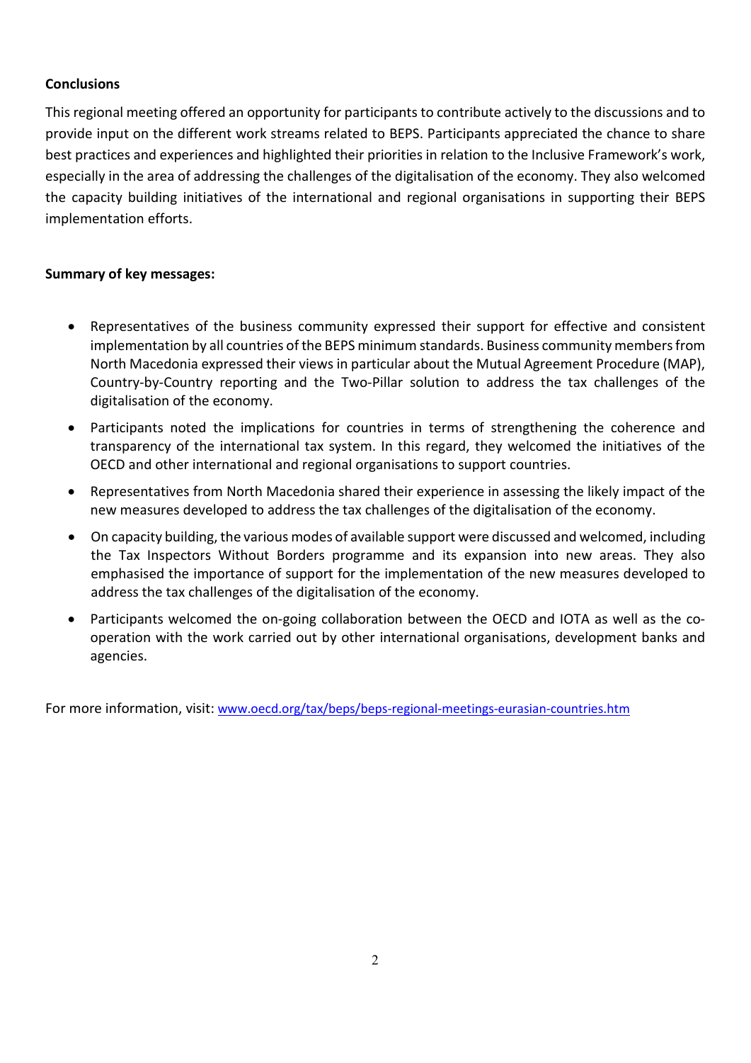**Conclusions**

This regional meeting offered an opportunity for participants to contribute actively to the discussions and to provide input on the different work streams related to BEPS. Participants appreciated the chance to share best practices and experiences and highlighted their priorities in relation to the Inclusive Framework's work, especially in the area of addressing the challenges of the digitalisation of the economy. They also welcomed the capacity building initiatives of the international and regional organisations in supporting their BEPS implementation efforts.

**Summary of key messages:**

- Representatives of the business community expressed their support for effective and consistent implementation by all countries of the BEPS minimum standards. Business community members from North Macedonia expressed their views in particular about the Mutual Agreement Procedure (MAP), Country-by-Country reporting and the Two-Pillar solution to address the tax challenges of the digitalisation of the economy.
- Participants noted the implications for countries in terms of strengthening the coherence and transparency of the international tax system. In this regard, they welcomed the initiatives of the OECD and other international and regional organisations to support countries.
- Representatives from North Macedonia shared their experience in assessing the likely impact of the new measures developed to address the tax challenges of the digitalisation of the economy.
- On capacity building, the various modes of available support were discussed and welcomed, including the Tax Inspectors Without Borders programme and its expansion into new areas. They also emphasised the importance of support for the implementation of the new measures developed to address the tax challenges of the digitalisation of the economy.
- Participants welcomed the on-going collaboration between the OECD and IOTA as well as the co-operation with the work carried out by other international organisations, development banks and agencies.

For more information, visit: www.oecd.org/tax/beps/beps-regional-meetings-eurasian-countries.htm